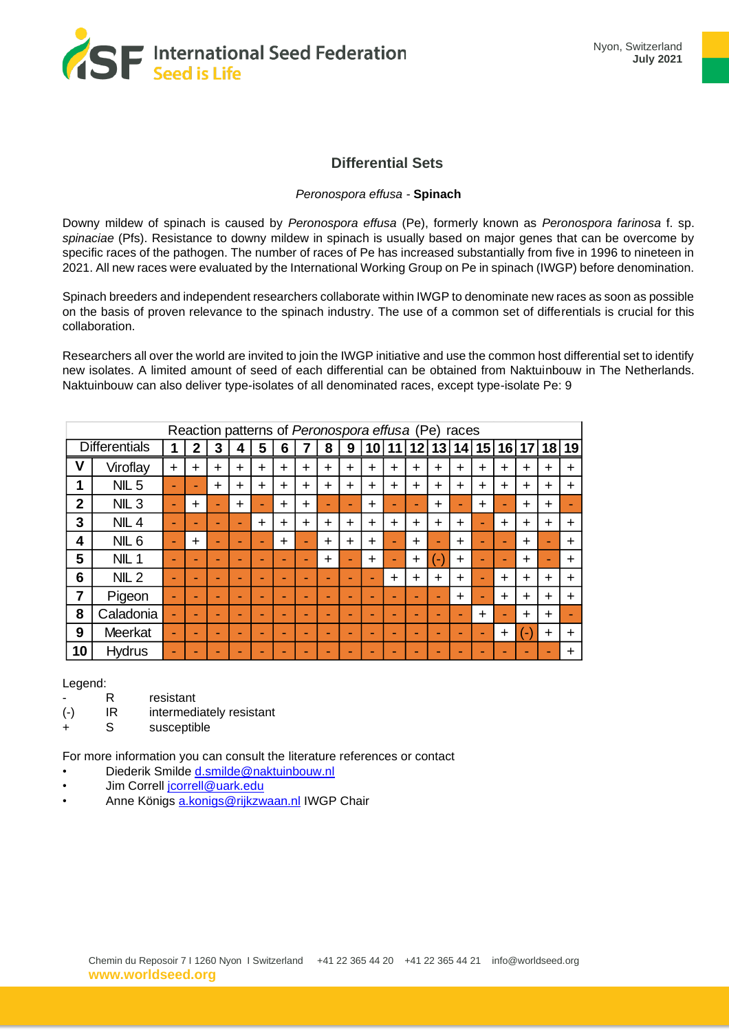International Seed Federation
Seed is Life

Nyon, Switzerland
**July 2021**

## Differential Sets

*Peronospora effusa* - **Spinach**

Downy mildew of spinach is caused by *Peronospora effusa* (Pe), formerly known as *Peronospora farinosa* f. sp. *spinaciae* (Pfs). Resistance to downy mildew in spinach is usually based on major genes that can be overcome by specific races of the pathogen. The number of races of Pe has increased substantially from five in 1996 to nineteen in 2021. All new races were evaluated by the International Working Group on Pe in spinach (IWGP) before denomination.

Spinach breeders and independent researchers collaborate within IWGP to denominate new races as soon as possible on the basis of proven relevance to the spinach industry. The use of a common set of differentials is crucial for this collaboration.

Researchers all over the world are invited to join the IWGP initiative and use the common host differential set to identify new isolates. A limited amount of seed of each differential can be obtained from Naktuinbouw in The Netherlands. Naktuinbouw can also deliver type-isolates of all denominated races, except type-isolate Pe: 9

Reaction patterns of *Peronospora effusa* (Pe) races

| Differentials | | 1 | 2 | 3 | 4 | 5 | 6 | 7 | 8 | 9 | 10 | 11 | 12 | 13 | 14 | 15 | 16 | 17 | 18 | 19 |
|---|---|---|---|---|---|---|---|---|---|---|---|---|---|---|---|---|---|---|---|---|
| V | Viroflay | + | + | + | + | + | + | + | + | + | + | + | + | + | + | + | + | + | + | + |
| 1 | NIL 5 | - | - | + | + | + | + | + | + | + | + | + | + | + | + | + | + | + | + | + |
| 2 | NIL 3 | - | + | - | + | - | + | + | - | - | + | - | - | + | - | + | - | + | + | - |
| 3 | NIL 4 | - | - | - | - | + | + | + | + | + | + | + | + | + | + | - | + | + | + | + |
| 4 | NIL 6 | - | + | - | - | - | + | - | + | + | + | - | + | - | + | - | - | + | - | + |
| 5 | NIL 1 | - | - | - | - | - | - | - | + | - | + | - | + | (-) | + | - | - | + | - | + |
| 6 | NIL 2 | - | - | - | - | - | - | - | - | - | - | + | + | + | + | - | + | + | + | + |
| 7 | Pigeon | - | - | - | - | - | - | - | - | - | - | - | - | - | + | - | + | + | + | + |
| 8 | Caladonia | - | - | - | - | - | - | - | - | - | - | - | - | - | - | + | - | + | + | - |
| 9 | Meerkat | - | - | - | - | - | - | - | - | - | - | - | - | - | - | - | + | (-) | + | + |
| 10 | Hydrus | - | - | - | - | - | - | - | - | - | - | - | - | - | - | - | - | - | - | + |

Legend:

| | | |
|---|---|---|
| - | R | resistant |
| (-) | IR | intermediately resistant |
| + | S | susceptible |

For more information you can consult the literature references or contact

- Diederik Smilde d.smilde@naktuinbouw.nl
- Jim Correll jcorrell@uark.edu
- Anne Königs a.konigs@rijkzwaan.nl IWGP Chair

Chemin du Reposoir 7 I 1260 Nyon I Switzerland +41 22 365 44 20 +41 22 365 44 21 info@worldseed.org
**www.worldseed.org**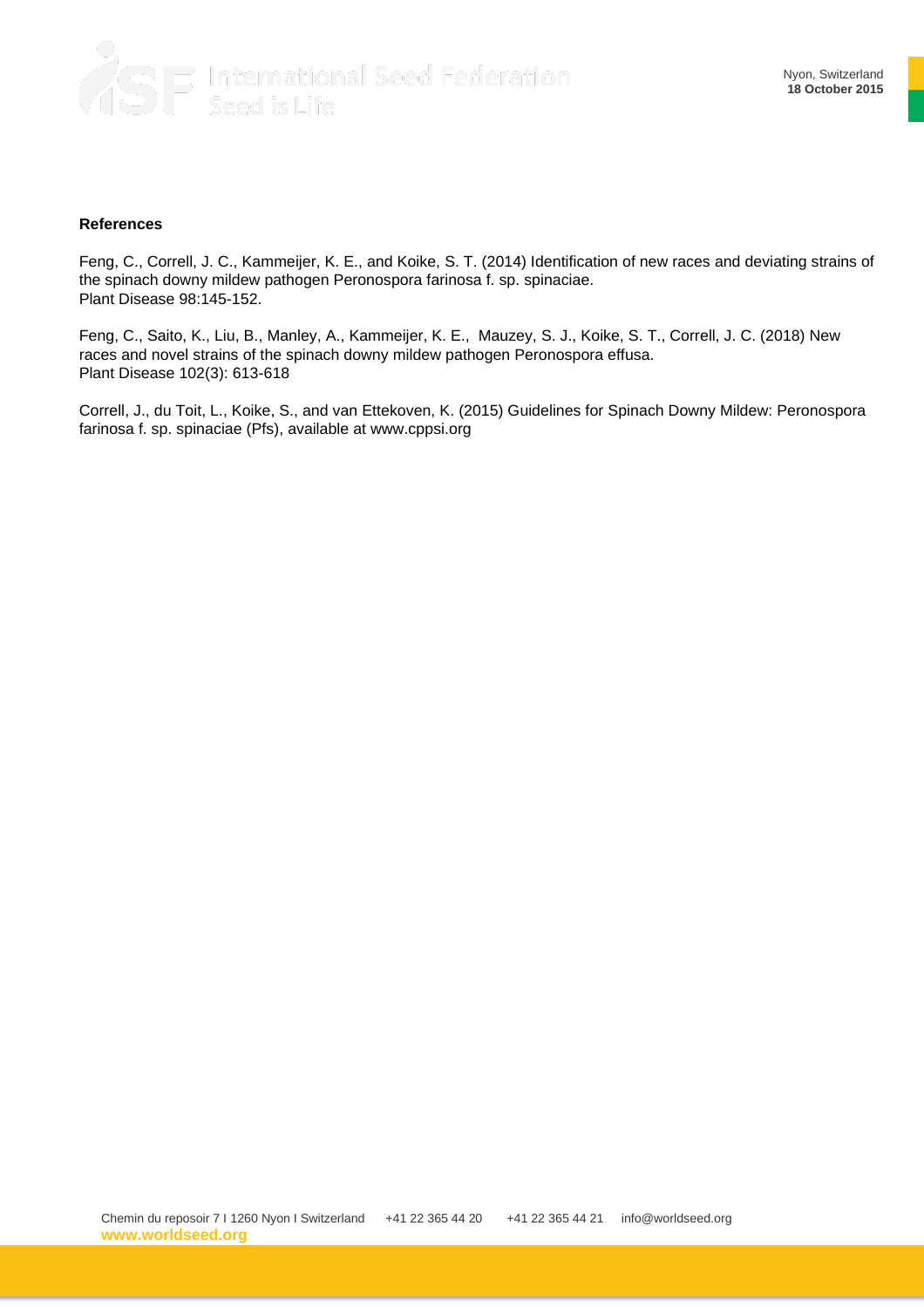**References**

Feng, C., Correll, J. C., Kammeijer, K. E., and Koike, S. T. (2014) Identification of new races and deviating strains of the spinach downy mildew pathogen Peronospora farinosa f. sp. spinaciae.
Plant Disease 98:145-152.

Feng, C., Saito, K., Liu, B., Manley, A., Kammeijer, K. E., Mauzey, S. J., Koike, S. T., Correll, J. C. (2018) New races and novel strains of the spinach downy mildew pathogen Peronospora effusa.
Plant Disease 102(3): 613-618

Correll, J., du Toit, L., Koike, S., and van Ettekoven, K. (2015) Guidelines for Spinach Downy Mildew: Peronospora farinosa f. sp. spinaciae (Pfs), available at www.cppsi.org